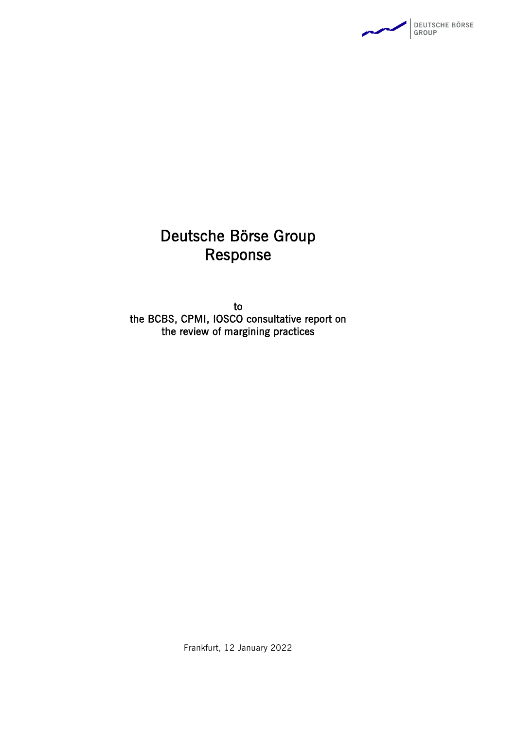# Deutsche Börse Group Response

to
the BCBS, CPMI, IOSCO consultative report on the review of margining practices

Frankfurt, 12 January 2022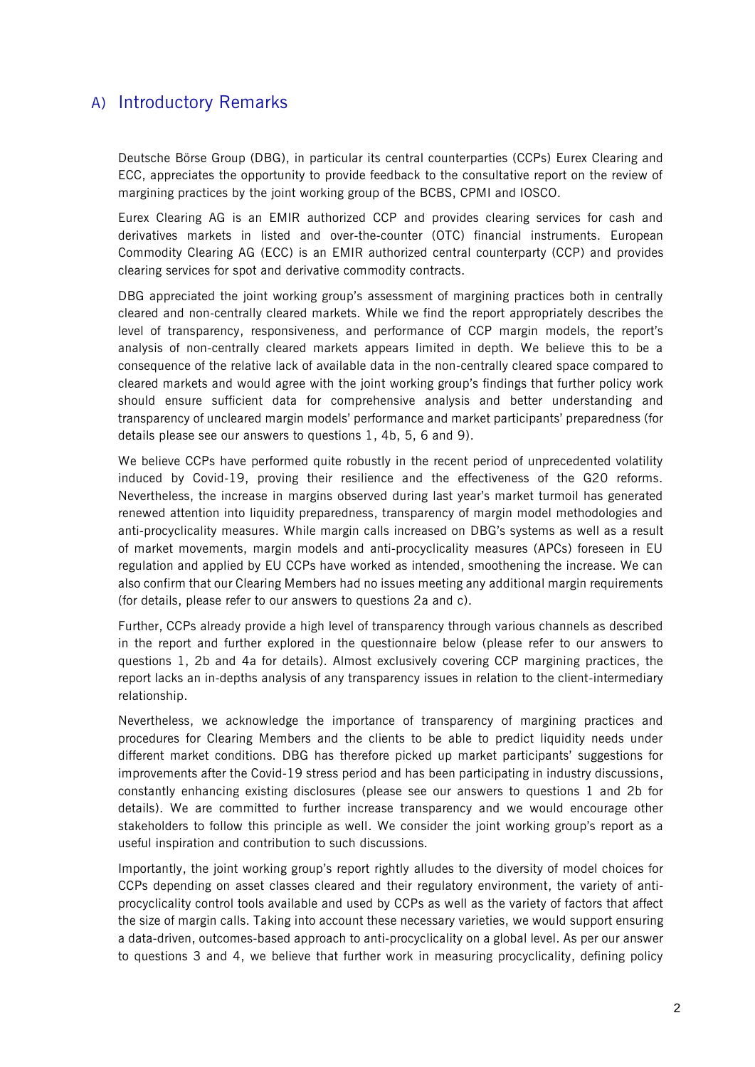## A) Introductory Remarks

Deutsche Börse Group (DBG), in particular its central counterparties (CCPs) Eurex Clearing and ECC, appreciates the opportunity to provide feedback to the consultative report on the review of margining practices by the joint working group of the BCBS, CPMI and IOSCO.

Eurex Clearing AG is an EMIR authorized CCP and provides clearing services for cash and derivatives markets in listed and over-the-counter (OTC) financial instruments. European Commodity Clearing AG (ECC) is an EMIR authorized central counterparty (CCP) and provides clearing services for spot and derivative commodity contracts.

DBG appreciated the joint working group's assessment of margining practices both in centrally cleared and non-centrally cleared markets. While we find the report appropriately describes the level of transparency, responsiveness, and performance of CCP margin models, the report's analysis of non-centrally cleared markets appears limited in depth. We believe this to be a consequence of the relative lack of available data in the non-centrally cleared space compared to cleared markets and would agree with the joint working group's findings that further policy work should ensure sufficient data for comprehensive analysis and better understanding and transparency of uncleared margin models' performance and market participants' preparedness (for details please see our answers to questions 1, 4b, 5, 6 and 9).

We believe CCPs have performed quite robustly in the recent period of unprecedented volatility induced by Covid-19, proving their resilience and the effectiveness of the G20 reforms. Nevertheless, the increase in margins observed during last year's market turmoil has generated renewed attention into liquidity preparedness, transparency of margin model methodologies and anti-procyclicality measures. While margin calls increased on DBG's systems as well as a result of market movements, margin models and anti-procyclicality measures (APCs) foreseen in EU regulation and applied by EU CCPs have worked as intended, smoothening the increase. We can also confirm that our Clearing Members had no issues meeting any additional margin requirements (for details, please refer to our answers to questions 2a and c).

Further, CCPs already provide a high level of transparency through various channels as described in the report and further explored in the questionnaire below (please refer to our answers to questions 1, 2b and 4a for details). Almost exclusively covering CCP margining practices, the report lacks an in-depths analysis of any transparency issues in relation to the client-intermediary relationship.

Nevertheless, we acknowledge the importance of transparency of margining practices and procedures for Clearing Members and the clients to be able to predict liquidity needs under different market conditions. DBG has therefore picked up market participants' suggestions for improvements after the Covid-19 stress period and has been participating in industry discussions, constantly enhancing existing disclosures (please see our answers to questions 1 and 2b for details). We are committed to further increase transparency and we would encourage other stakeholders to follow this principle as well. We consider the joint working group's report as a useful inspiration and contribution to such discussions.

Importantly, the joint working group's report rightly alludes to the diversity of model choices for CCPs depending on asset classes cleared and their regulatory environment, the variety of anti-procyclicality control tools available and used by CCPs as well as the variety of factors that affect the size of margin calls. Taking into account these necessary varieties, we would support ensuring a data-driven, outcomes-based approach to anti-procyclicality on a global level. As per our answer to questions 3 and 4, we believe that further work in measuring procyclicality, defining policy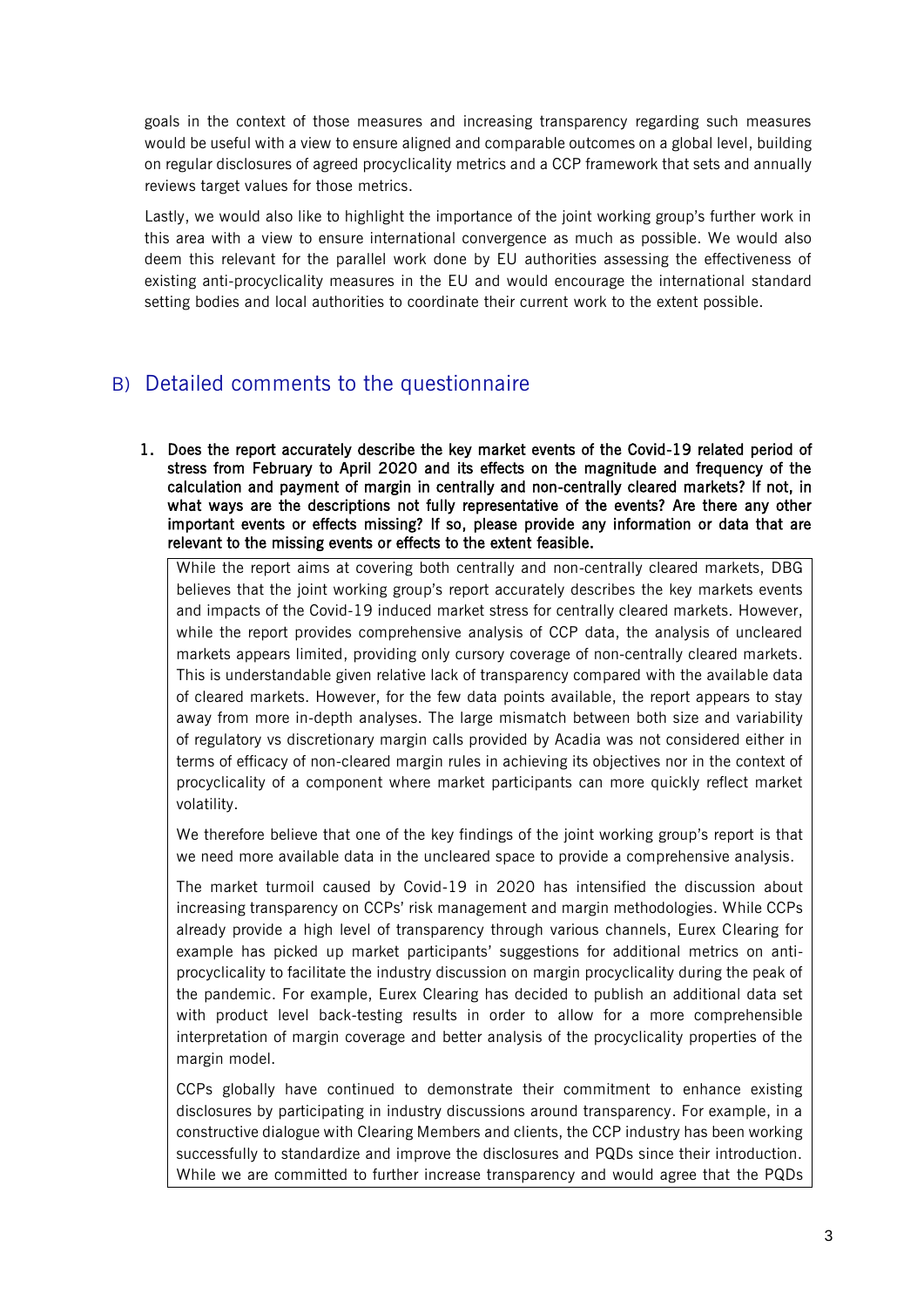goals in the context of those measures and increasing transparency regarding such measures would be useful with a view to ensure aligned and comparable outcomes on a global level, building on regular disclosures of agreed procyclicality metrics and a CCP framework that sets and annually reviews target values for those metrics.

Lastly, we would also like to highlight the importance of the joint working group's further work in this area with a view to ensure international convergence as much as possible. We would also deem this relevant for the parallel work done by EU authorities assessing the effectiveness of existing anti-procyclicality measures in the EU and would encourage the international standard setting bodies and local authorities to coordinate their current work to the extent possible.

## B) Detailed comments to the questionnaire

1. **Does the report accurately describe the key market events of the Covid-19 related period of stress from February to April 2020 and its effects on the magnitude and frequency of the calculation and payment of margin in centrally and non-centrally cleared markets? If not, in what ways are the descriptions not fully representative of the events? Are there any other important events or effects missing? If so, please provide any information or data that are relevant to the missing events or effects to the extent feasible.**

While the report aims at covering both centrally and non-centrally cleared markets, DBG believes that the joint working group's report accurately describes the key markets events and impacts of the Covid-19 induced market stress for centrally cleared markets. However, while the report provides comprehensive analysis of CCP data, the analysis of uncleared markets appears limited, providing only cursory coverage of non-centrally cleared markets. This is understandable given relative lack of transparency compared with the available data of cleared markets. However, for the few data points available, the report appears to stay away from more in-depth analyses. The large mismatch between both size and variability of regulatory vs discretionary margin calls provided by Acadia was not considered either in terms of efficacy of non-cleared margin rules in achieving its objectives nor in the context of procyclicality of a component where market participants can more quickly reflect market volatility.

We therefore believe that one of the key findings of the joint working group's report is that we need more available data in the uncleared space to provide a comprehensive analysis.

The market turmoil caused by Covid-19 in 2020 has intensified the discussion about increasing transparency on CCPs' risk management and margin methodologies. While CCPs already provide a high level of transparency through various channels, Eurex Clearing for example has picked up market participants' suggestions for additional metrics on anti-procyclicality to facilitate the industry discussion on margin procyclicality during the peak of the pandemic. For example, Eurex Clearing has decided to publish an additional data set with product level back-testing results in order to allow for a more comprehensible interpretation of margin coverage and better analysis of the procyclicality properties of the margin model.

CCPs globally have continued to demonstrate their commitment to enhance existing disclosures by participating in industry discussions around transparency. For example, in a constructive dialogue with Clearing Members and clients, the CCP industry has been working successfully to standardize and improve the disclosures and PQDs since their introduction. While we are committed to further increase transparency and would agree that the PQDs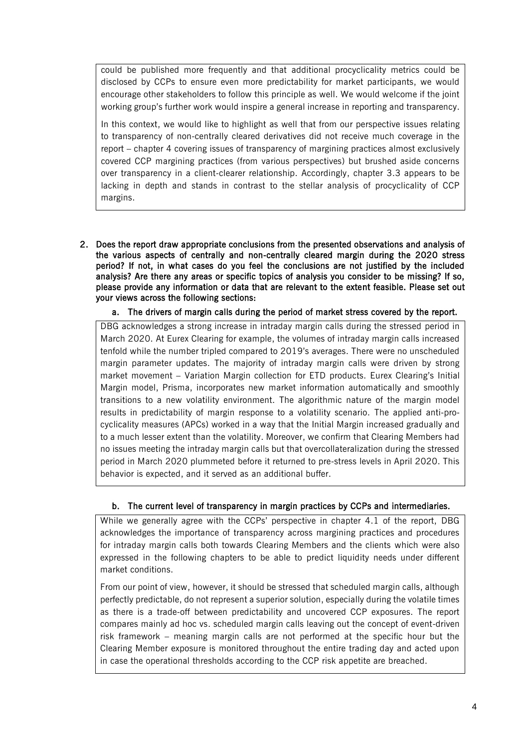could be published more frequently and that additional procyclicality metrics could be disclosed by CCPs to ensure even more predictability for market participants, we would encourage other stakeholders to follow this principle as well. We would welcome if the joint working group's further work would inspire a general increase in reporting and transparency.

In this context, we would like to highlight as well that from our perspective issues relating to transparency of non-centrally cleared derivatives did not receive much coverage in the report – chapter 4 covering issues of transparency of margining practices almost exclusively covered CCP margining practices (from various perspectives) but brushed aside concerns over transparency in a client-clearer relationship. Accordingly, chapter 3.3 appears to be lacking in depth and stands in contrast to the stellar analysis of procyclicality of CCP margins.

2. **Does the report draw appropriate conclusions from the presented observations and analysis of the various aspects of centrally and non-centrally cleared margin during the 2020 stress period? If not, in what cases do you feel the conclusions are not justified by the included analysis? Are there any areas or specific topics of analysis you consider to be missing? If so, please provide any information or data that are relevant to the extent feasible. Please set out your views across the following sections:**

   a. **The drivers of margin calls during the period of market stress covered by the report.**

DBG acknowledges a strong increase in intraday margin calls during the stressed period in March 2020. At Eurex Clearing for example, the volumes of intraday margin calls increased tenfold while the number tripled compared to 2019's averages. There were no unscheduled margin parameter updates. The majority of intraday margin calls were driven by strong market movement – Variation Margin collection for ETD products. Eurex Clearing's Initial Margin model, Prisma, incorporates new market information automatically and smoothly transitions to a new volatility environment. The algorithmic nature of the margin model results in predictability of margin response to a volatility scenario. The applied anti-pro-cyclicality measures (APCs) worked in a way that the Initial Margin increased gradually and to a much lesser extent than the volatility. Moreover, we confirm that Clearing Members had no issues meeting the intraday margin calls but that overcollateralization during the stressed period in March 2020 plummeted before it returned to pre-stress levels in April 2020. This behavior is expected, and it served as an additional buffer.

   b. **The current level of transparency in margin practices by CCPs and intermediaries.**

While we generally agree with the CCPs' perspective in chapter 4.1 of the report, DBG acknowledges the importance of transparency across margining practices and procedures for intraday margin calls both towards Clearing Members and the clients which were also expressed in the following chapters to be able to predict liquidity needs under different market conditions.

From our point of view, however, it should be stressed that scheduled margin calls, although perfectly predictable, do not represent a superior solution, especially during the volatile times as there is a trade-off between predictability and uncovered CCP exposures. The report compares mainly ad hoc vs. scheduled margin calls leaving out the concept of event-driven risk framework – meaning margin calls are not performed at the specific hour but the Clearing Member exposure is monitored throughout the entire trading day and acted upon in case the operational thresholds according to the CCP risk appetite are breached.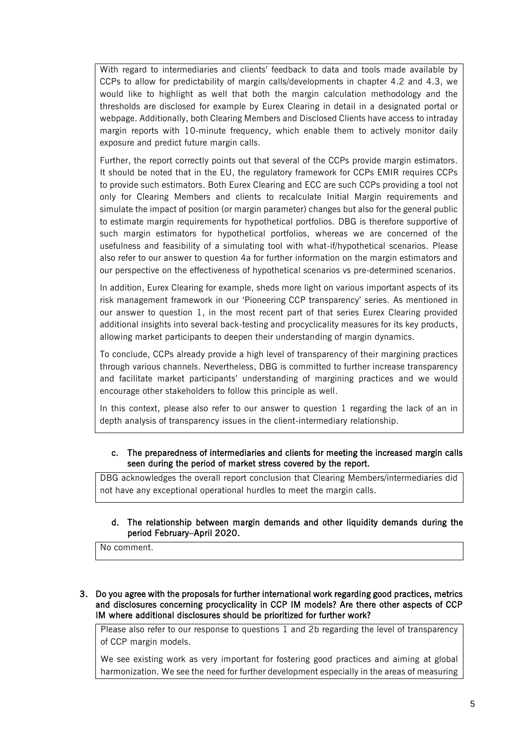With regard to intermediaries and clients' feedback to data and tools made available by CCPs to allow for predictability of margin calls/developments in chapter 4.2 and 4.3, we would like to highlight as well that both the margin calculation methodology and the thresholds are disclosed for example by Eurex Clearing in detail in a designated portal or webpage. Additionally, both Clearing Members and Disclosed Clients have access to intraday margin reports with 10-minute frequency, which enable them to actively monitor daily exposure and predict future margin calls.

Further, the report correctly points out that several of the CCPs provide margin estimators. It should be noted that in the EU, the regulatory framework for CCPs EMIR requires CCPs to provide such estimators. Both Eurex Clearing and ECC are such CCPs providing a tool not only for Clearing Members and clients to recalculate Initial Margin requirements and simulate the impact of position (or margin parameter) changes but also for the general public to estimate margin requirements for hypothetical portfolios. DBG is therefore supportive of such margin estimators for hypothetical portfolios, whereas we are concerned of the usefulness and feasibility of a simulating tool with what-if/hypothetical scenarios. Please also refer to our answer to question 4a for further information on the margin estimators and our perspective on the effectiveness of hypothetical scenarios vs pre-determined scenarios.

In addition, Eurex Clearing for example, sheds more light on various important aspects of its risk management framework in our 'Pioneering CCP transparency' series. As mentioned in our answer to question 1, in the most recent part of that series Eurex Clearing provided additional insights into several back-testing and procyclicality measures for its key products, allowing market participants to deepen their understanding of margin dynamics.

To conclude, CCPs already provide a high level of transparency of their margining practices through various channels. Nevertheless, DBG is committed to further increase transparency and facilitate market participants' understanding of margining practices and we would encourage other stakeholders to follow this principle as well.

In this context, please also refer to our answer to question 1 regarding the lack of an in depth analysis of transparency issues in the client-intermediary relationship.

**c. The preparedness of intermediaries and clients for meeting the increased margin calls seen during the period of market stress covered by the report.**

DBG acknowledges the overall report conclusion that Clearing Members/intermediaries did not have any exceptional operational hurdles to meet the margin calls.

**d. The relationship between margin demands and other liquidity demands during the period February–April 2020.**

No comment.

**3. Do you agree with the proposals for further international work regarding good practices, metrics and disclosures concerning procyclicality in CCP IM models? Are there other aspects of CCP IM where additional disclosures should be prioritized for further work?**

Please also refer to our response to questions 1 and 2b regarding the level of transparency of CCP margin models.

We see existing work as very important for fostering good practices and aiming at global harmonization. We see the need for further development especially in the areas of measuring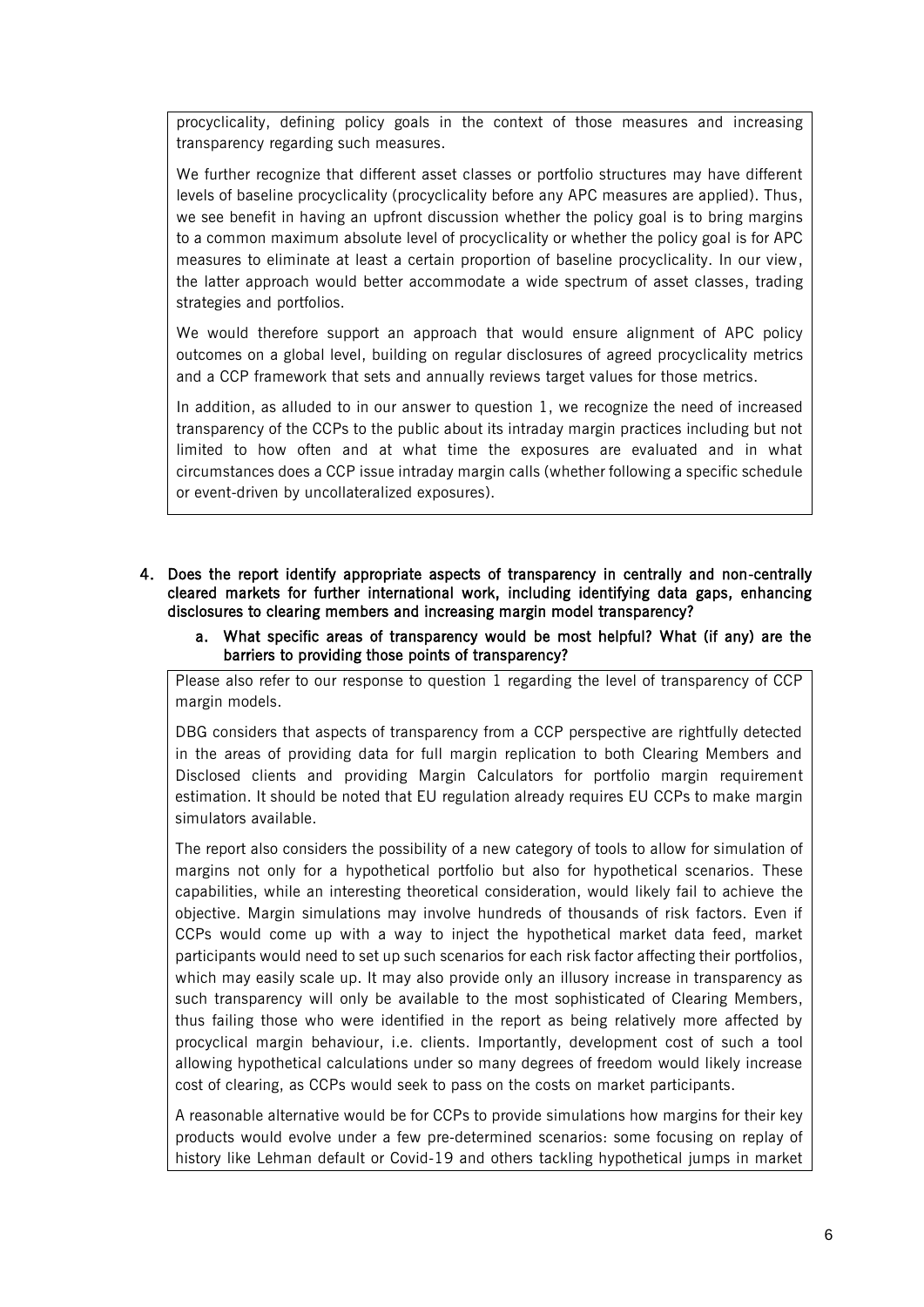procyclicality, defining policy goals in the context of those measures and increasing transparency regarding such measures.

We further recognize that different asset classes or portfolio structures may have different levels of baseline procyclicality (procyclicality before any APC measures are applied). Thus, we see benefit in having an upfront discussion whether the policy goal is to bring margins to a common maximum absolute level of procyclicality or whether the policy goal is for APC measures to eliminate at least a certain proportion of baseline procyclicality. In our view, the latter approach would better accommodate a wide spectrum of asset classes, trading strategies and portfolios.

We would therefore support an approach that would ensure alignment of APC policy outcomes on a global level, building on regular disclosures of agreed procyclicality metrics and a CCP framework that sets and annually reviews target values for those metrics.

In addition, as alluded to in our answer to question 1, we recognize the need of increased transparency of the CCPs to the public about its intraday margin practices including but not limited to how often and at what time the exposures are evaluated and in what circumstances does a CCP issue intraday margin calls (whether following a specific schedule or event-driven by uncollateralized exposures).

**4. Does the report identify appropriate aspects of transparency in centrally and non-centrally cleared markets for further international work, including identifying data gaps, enhancing disclosures to clearing members and increasing margin model transparency?**

**a. What specific areas of transparency would be most helpful? What (if any) are the barriers to providing those points of transparency?**

Please also refer to our response to question 1 regarding the level of transparency of CCP margin models.

DBG considers that aspects of transparency from a CCP perspective are rightfully detected in the areas of providing data for full margin replication to both Clearing Members and Disclosed clients and providing Margin Calculators for portfolio margin requirement estimation. It should be noted that EU regulation already requires EU CCPs to make margin simulators available.

The report also considers the possibility of a new category of tools to allow for simulation of margins not only for a hypothetical portfolio but also for hypothetical scenarios. These capabilities, while an interesting theoretical consideration, would likely fail to achieve the objective. Margin simulations may involve hundreds of thousands of risk factors. Even if CCPs would come up with a way to inject the hypothetical market data feed, market participants would need to set up such scenarios for each risk factor affecting their portfolios, which may easily scale up. It may also provide only an illusory increase in transparency as such transparency will only be available to the most sophisticated of Clearing Members, thus failing those who were identified in the report as being relatively more affected by procyclical margin behaviour, i.e. clients. Importantly, development cost of such a tool allowing hypothetical calculations under so many degrees of freedom would likely increase cost of clearing, as CCPs would seek to pass on the costs on market participants.

A reasonable alternative would be for CCPs to provide simulations how margins for their key products would evolve under a few pre-determined scenarios: some focusing on replay of history like Lehman default or Covid-19 and others tackling hypothetical jumps in market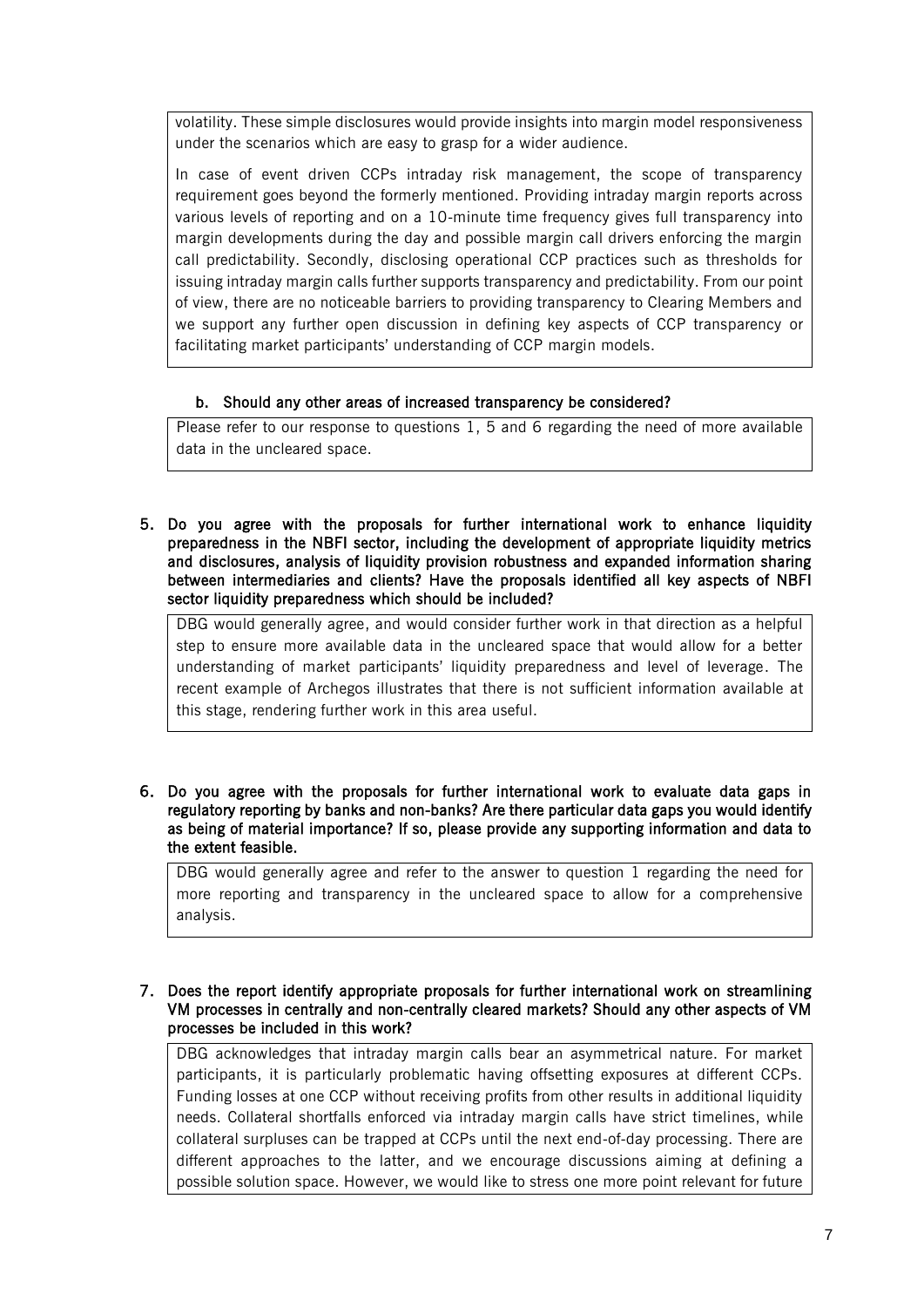volatility. These simple disclosures would provide insights into margin model responsiveness under the scenarios which are easy to grasp for a wider audience.

In case of event driven CCPs intraday risk management, the scope of transparency requirement goes beyond the formerly mentioned. Providing intraday margin reports across various levels of reporting and on a 10-minute time frequency gives full transparency into margin developments during the day and possible margin call drivers enforcing the margin call predictability. Secondly, disclosing operational CCP practices such as thresholds for issuing intraday margin calls further supports transparency and predictability. From our point of view, there are no noticeable barriers to providing transparency to Clearing Members and we support any further open discussion in defining key aspects of CCP transparency or facilitating market participants' understanding of CCP margin models.

**b. Should any other areas of increased transparency be considered?**

Please refer to our response to questions 1, 5 and 6 regarding the need of more available data in the uncleared space.

**5. Do you agree with the proposals for further international work to enhance liquidity preparedness in the NBFI sector, including the development of appropriate liquidity metrics and disclosures, analysis of liquidity provision robustness and expanded information sharing between intermediaries and clients? Have the proposals identified all key aspects of NBFI sector liquidity preparedness which should be included?**

DBG would generally agree, and would consider further work in that direction as a helpful step to ensure more available data in the uncleared space that would allow for a better understanding of market participants' liquidity preparedness and level of leverage. The recent example of Archegos illustrates that there is not sufficient information available at this stage, rendering further work in this area useful.

**6. Do you agree with the proposals for further international work to evaluate data gaps in regulatory reporting by banks and non-banks? Are there particular data gaps you would identify as being of material importance? If so, please provide any supporting information and data to the extent feasible.**

DBG would generally agree and refer to the answer to question 1 regarding the need for more reporting and transparency in the uncleared space to allow for a comprehensive analysis.

**7. Does the report identify appropriate proposals for further international work on streamlining VM processes in centrally and non-centrally cleared markets? Should any other aspects of VM processes be included in this work?**

DBG acknowledges that intraday margin calls bear an asymmetrical nature. For market participants, it is particularly problematic having offsetting exposures at different CCPs. Funding losses at one CCP without receiving profits from other results in additional liquidity needs. Collateral shortfalls enforced via intraday margin calls have strict timelines, while collateral surpluses can be trapped at CCPs until the next end-of-day processing. There are different approaches to the latter, and we encourage discussions aiming at defining a possible solution space. However, we would like to stress one more point relevant for future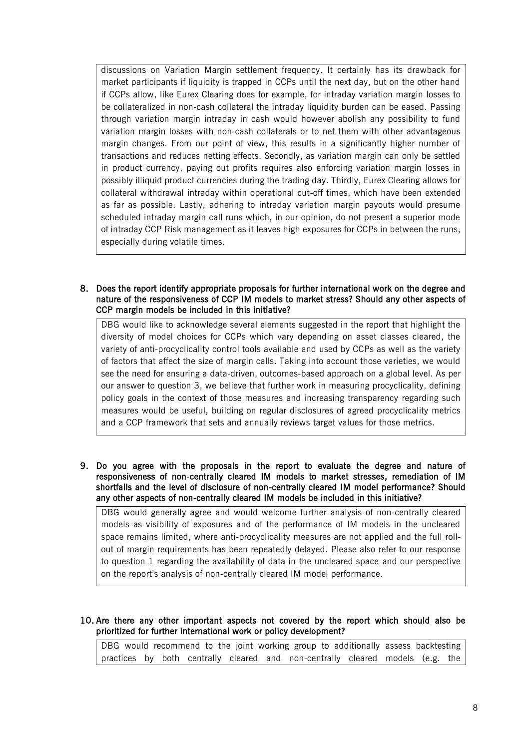discussions on Variation Margin settlement frequency. It certainly has its drawback for market participants if liquidity is trapped in CCPs until the next day, but on the other hand if CCPs allow, like Eurex Clearing does for example, for intraday variation margin losses to be collateralized in non-cash collateral the intraday liquidity burden can be eased. Passing through variation margin intraday in cash would however abolish any possibility to fund variation margin losses with non-cash collaterals or to net them with other advantageous margin changes. From our point of view, this results in a significantly higher number of transactions and reduces netting effects. Secondly, as variation margin can only be settled in product currency, paying out profits requires also enforcing variation margin losses in possibly illiquid product currencies during the trading day. Thirdly, Eurex Clearing allows for collateral withdrawal intraday within operational cut-off times, which have been extended as far as possible. Lastly, adhering to intraday variation margin payouts would presume scheduled intraday margin call runs which, in our opinion, do not present a superior mode of intraday CCP Risk management as it leaves high exposures for CCPs in between the runs, especially during volatile times.

**8. Does the report identify appropriate proposals for further international work on the degree and nature of the responsiveness of CCP IM models to market stress? Should any other aspects of CCP margin models be included in this initiative?**

DBG would like to acknowledge several elements suggested in the report that highlight the diversity of model choices for CCPs which vary depending on asset classes cleared, the variety of anti-procyclicality control tools available and used by CCPs as well as the variety of factors that affect the size of margin calls. Taking into account those varieties, we would see the need for ensuring a data-driven, outcomes-based approach on a global level. As per our answer to question 3, we believe that further work in measuring procyclicality, defining policy goals in the context of those measures and increasing transparency regarding such measures would be useful, building on regular disclosures of agreed procyclicality metrics and a CCP framework that sets and annually reviews target values for those metrics.

**9. Do you agree with the proposals in the report to evaluate the degree and nature of responsiveness of non-centrally cleared IM models to market stresses, remediation of IM shortfalls and the level of disclosure of non-centrally cleared IM model performance? Should any other aspects of non-centrally cleared IM models be included in this initiative?**

DBG would generally agree and would welcome further analysis of non-centrally cleared models as visibility of exposures and of the performance of IM models in the uncleared space remains limited, where anti-procyclicality measures are not applied and the full roll-out of margin requirements has been repeatedly delayed. Please also refer to our response to question 1 regarding the availability of data in the uncleared space and our perspective on the report's analysis of non-centrally cleared IM model performance.

**10. Are there any other important aspects not covered by the report which should also be prioritized for further international work or policy development?**

DBG would recommend to the joint working group to additionally assess backtesting practices by both centrally cleared and non-centrally cleared models (e.g. the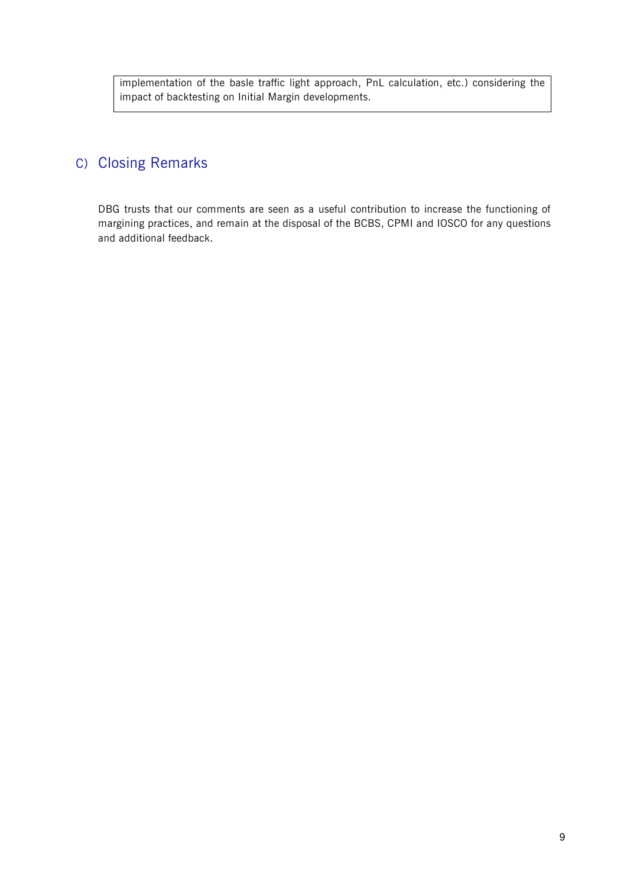implementation of the basle traffic light approach, PnL calculation, etc.) considering the impact of backtesting on Initial Margin developments.

## C) Closing Remarks

DBG trusts that our comments are seen as a useful contribution to increase the functioning of margining practices, and remain at the disposal of the BCBS, CPMI and IOSCO for any questions and additional feedback.